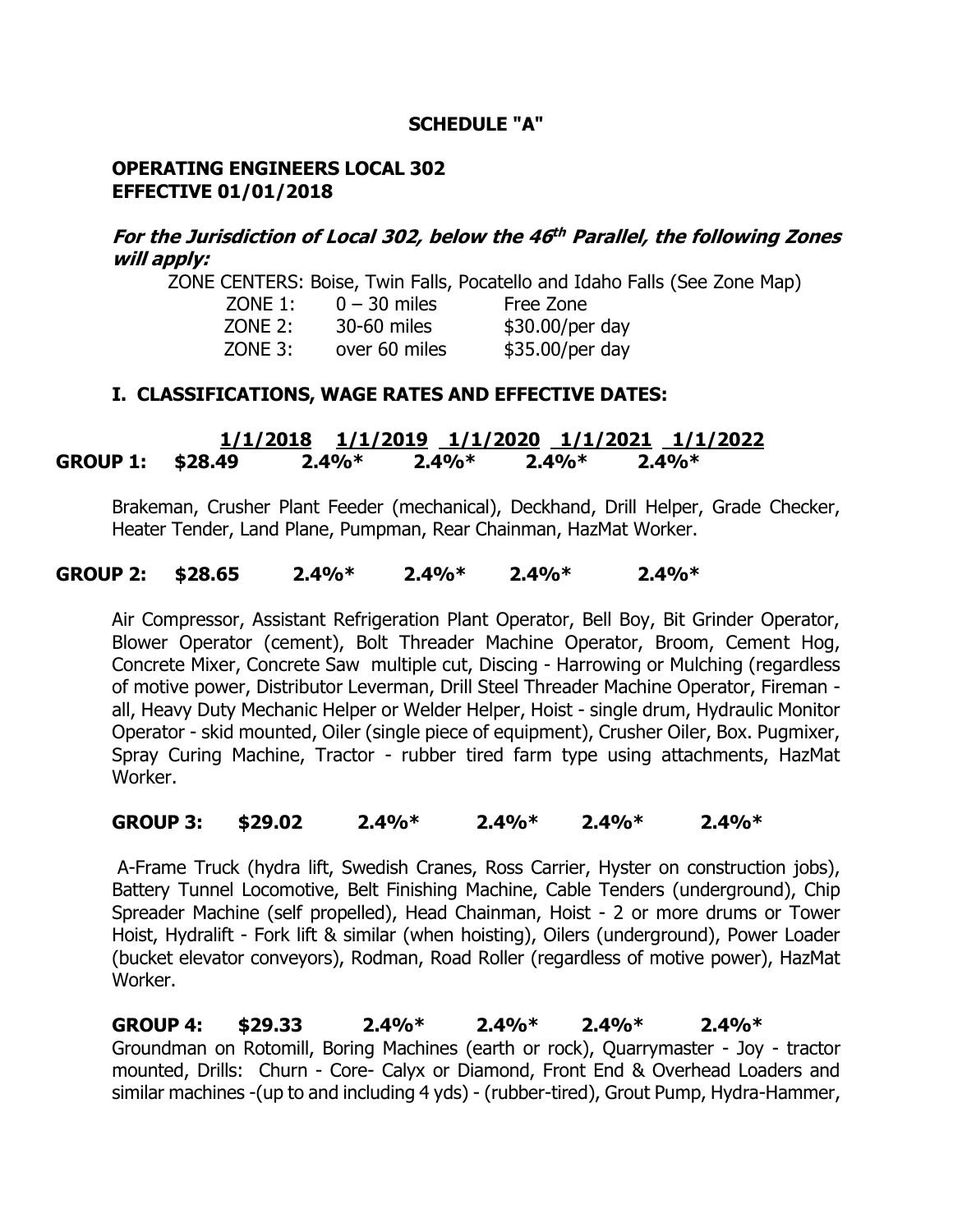**SCHEDULE "A"**

**OPERATING ENGINEERS LOCAL 302**
**EFFECTIVE 01/01/2018**

***For the Jurisdiction of Local 302, below the 46th Parallel, the following Zones will apply:***

ZONE CENTERS: Boise, Twin Falls, Pocatello and Idaho Falls (See Zone Map)

| | | |
|---|---|---|
| ZONE 1: | 0 – 30 miles | Free Zone |
| ZONE 2: | 30-60 miles | $30.00/per day |
| ZONE 3: | over 60 miles | $35.00/per day |

## I. CLASSIFICATIONS, WAGE RATES AND EFFECTIVE DATES:

| | 1/1/2018 | 1/1/2019 | 1/1/2020 | 1/1/2021 | 1/1/2022 |
|---|---|---|---|---|---|
| **GROUP 1:** | **$28.49** | **2.4%*** | **2.4%*** | **2.4%*** | **2.4%*** |

Brakeman, Crusher Plant Feeder (mechanical), Deckhand, Drill Helper, Grade Checker, Heater Tender, Land Plane, Pumpman, Rear Chainman, HazMat Worker.

**GROUP 2: $28.65 2.4%* 2.4%* 2.4%* 2.4%***

Air Compressor, Assistant Refrigeration Plant Operator, Bell Boy, Bit Grinder Operator, Blower Operator (cement), Bolt Threader Machine Operator, Broom, Cement Hog, Concrete Mixer, Concrete Saw multiple cut, Discing - Harrowing or Mulching (regardless of motive power, Distributor Leverman, Drill Steel Threader Machine Operator, Fireman - all, Heavy Duty Mechanic Helper or Welder Helper, Hoist - single drum, Hydraulic Monitor Operator - skid mounted, Oiler (single piece of equipment), Crusher Oiler, Box. Pugmixer, Spray Curing Machine, Tractor - rubber tired farm type using attachments, HazMat Worker.

**GROUP 3: $29.02 2.4%* 2.4%* 2.4%* 2.4%***

A-Frame Truck (hydra lift, Swedish Cranes, Ross Carrier, Hyster on construction jobs), Battery Tunnel Locomotive, Belt Finishing Machine, Cable Tenders (underground), Chip Spreader Machine (self propelled), Head Chainman, Hoist - 2 or more drums or Tower Hoist, Hydralift - Fork lift & similar (when hoisting), Oilers (underground), Power Loader (bucket elevator conveyors), Rodman, Road Roller (regardless of motive power), HazMat Worker.

**GROUP 4: $29.33 2.4%* 2.4%* 2.4%* 2.4%***

Groundman on Rotomill, Boring Machines (earth or rock), Quarrymaster - Joy - tractor mounted, Drills: Churn - Core- Calyx or Diamond, Front End & Overhead Loaders and similar machines -(up to and including 4 yds) - (rubber-tired), Grout Pump, Hydra-Hammer,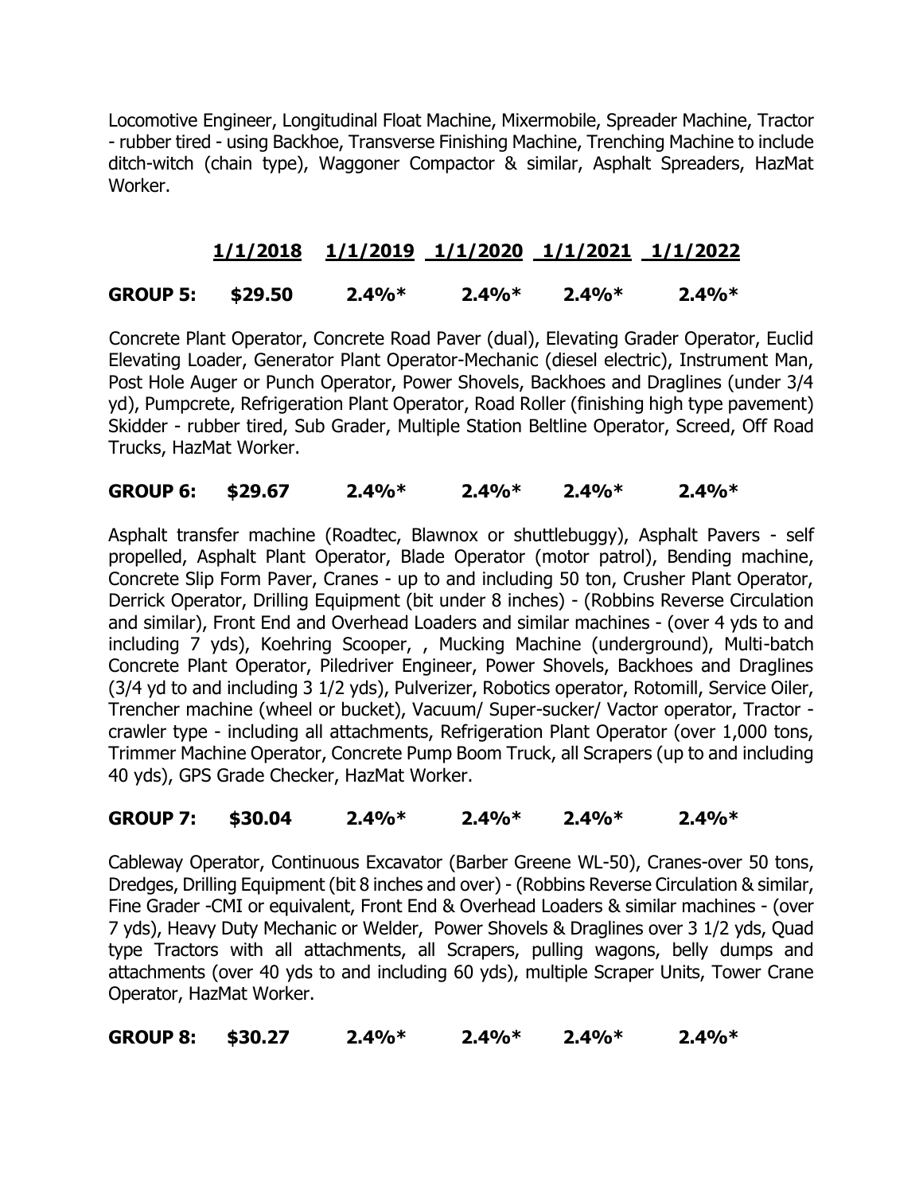Locomotive Engineer, Longitudinal Float Machine, Mixermobile, Spreader Machine, Tractor - rubber tired - using Backhoe, Transverse Finishing Machine, Trenching Machine to include ditch-witch (chain type), Waggoner Compactor & similar, Asphalt Spreaders, HazMat Worker.

| | 1/1/2018 | 1/1/2019 | 1/1/2020 | 1/1/2021 | 1/1/2022 |
|---|---|---|---|---|---|
| **GROUP 5:** | **$29.50** | **2.4%*** | **2.4%*** | **2.4%*** | **2.4%*** |

Concrete Plant Operator, Concrete Road Paver (dual), Elevating Grader Operator, Euclid Elevating Loader, Generator Plant Operator-Mechanic (diesel electric), Instrument Man, Post Hole Auger or Punch Operator, Power Shovels, Backhoes and Draglines (under 3/4 yd), Pumpcrete, Refrigeration Plant Operator, Road Roller (finishing high type pavement) Skidder - rubber tired, Sub Grader, Multiple Station Beltline Operator, Screed, Off Road Trucks, HazMat Worker.

| | | | | | |
|---|---|---|---|---|---|
| **GROUP 6:** | **$29.67** | **2.4%*** | **2.4%*** | **2.4%*** | **2.4%*** |

Asphalt transfer machine (Roadtec, Blawnox or shuttlebuggy), Asphalt Pavers - self propelled, Asphalt Plant Operator, Blade Operator (motor patrol), Bending machine, Concrete Slip Form Paver, Cranes - up to and including 50 ton, Crusher Plant Operator, Derrick Operator, Drilling Equipment (bit under 8 inches) - (Robbins Reverse Circulation and similar), Front End and Overhead Loaders and similar machines - (over 4 yds to and including 7 yds), Koehring Scooper, , Mucking Machine (underground), Multi-batch Concrete Plant Operator, Piledriver Engineer, Power Shovels, Backhoes and Draglines (3/4 yd to and including 3 1/2 yds), Pulverizer, Robotics operator, Rotomill, Service Oiler, Trencher machine (wheel or bucket), Vacuum/ Super-sucker/ Vactor operator, Tractor - crawler type - including all attachments, Refrigeration Plant Operator (over 1,000 tons, Trimmer Machine Operator, Concrete Pump Boom Truck, all Scrapers (up to and including 40 yds), GPS Grade Checker, HazMat Worker.

| | | | | | |
|---|---|---|---|---|---|
| **GROUP 7:** | **$30.04** | **2.4%*** | **2.4%*** | **2.4%*** | **2.4%*** |

Cableway Operator, Continuous Excavator (Barber Greene WL-50), Cranes-over 50 tons, Dredges, Drilling Equipment (bit 8 inches and over) - (Robbins Reverse Circulation & similar, Fine Grader -CMI or equivalent, Front End & Overhead Loaders & similar machines - (over 7 yds), Heavy Duty Mechanic or Welder, Power Shovels & Draglines over 3 1/2 yds, Quad type Tractors with all attachments, all Scrapers, pulling wagons, belly dumps and attachments (over 40 yds to and including 60 yds), multiple Scraper Units, Tower Crane Operator, HazMat Worker.

| | | | | | |
|---|---|---|---|---|---|
| **GROUP 8:** | **$30.27** | **2.4%*** | **2.4%*** | **2.4%*** | **2.4%*** |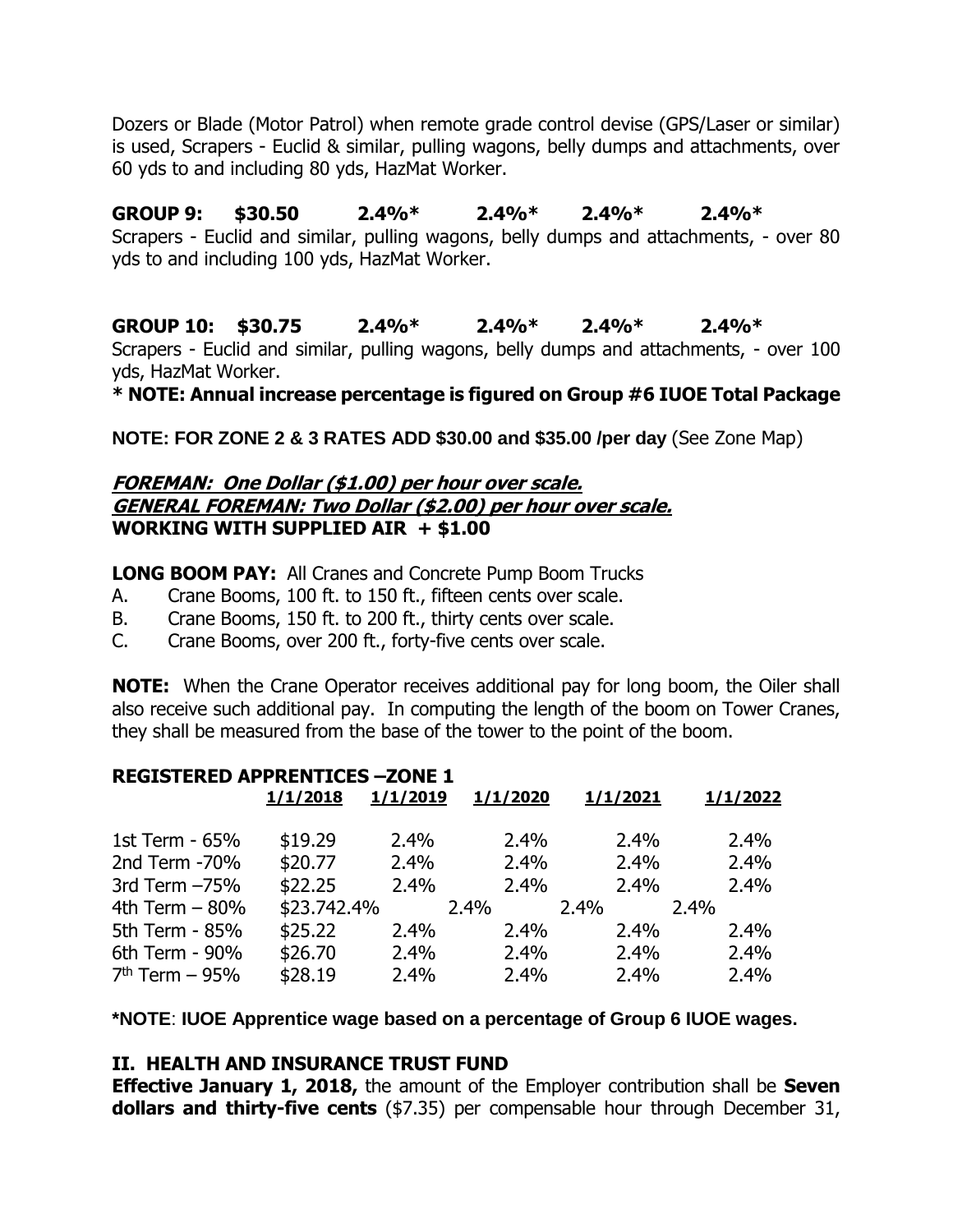Dozers or Blade (Motor Patrol) when remote grade control devise (GPS/Laser or similar) is used, Scrapers - Euclid & similar, pulling wagons, belly dumps and attachments, over 60 yds to and including 80 yds, HazMat Worker.

**GROUP 9: $30.50 2.4%* 2.4%* 2.4%* 2.4%***
Scrapers - Euclid and similar, pulling wagons, belly dumps and attachments, - over 80 yds to and including 100 yds, HazMat Worker.

**GROUP 10: $30.75 2.4%* 2.4%* 2.4%* 2.4%***
Scrapers - Euclid and similar, pulling wagons, belly dumps and attachments, - over 100 yds, HazMat Worker.

**\* NOTE: Annual increase percentage is figured on Group #6 IUOE Total Package**

**NOTE: FOR ZONE 2 & 3 RATES ADD $30.00 and $35.00 /per day** (See Zone Map)

***FOREMAN: One Dollar ($1.00) per hour over scale.***
***GENERAL FOREMAN: Two Dollar ($2.00) per hour over scale.***
**WORKING WITH SUPPLIED AIR + $1.00**

**LONG BOOM PAY:** All Cranes and Concrete Pump Boom Trucks

A. Crane Booms, 100 ft. to 150 ft., fifteen cents over scale.
B. Crane Booms, 150 ft. to 200 ft., thirty cents over scale.
C. Crane Booms, over 200 ft., forty-five cents over scale.

**NOTE:** When the Crane Operator receives additional pay for long boom, the Oiler shall also receive such additional pay. In computing the length of the boom on Tower Cranes, they shall be measured from the base of the tower to the point of the boom.

**REGISTERED APPRENTICES –ZONE 1**

| | 1/1/2018 | 1/1/2019 | 1/1/2020 | 1/1/2021 | 1/1/2022 |
|---|---|---|---|---|---|
| 1st Term - 65% | $19.29 | 2.4% | 2.4% | 2.4% | 2.4% |
| 2nd Term -70% | $20.77 | 2.4% | 2.4% | 2.4% | 2.4% |
| 3rd Term –75% | $22.25 | 2.4% | 2.4% | 2.4% | 2.4% |
| 4th Term – 80% | $23.74 | 2.4% | 2.4% | 2.4% | 2.4% |
| 5th Term - 85% | $25.22 | 2.4% | 2.4% | 2.4% | 2.4% |
| 6th Term - 90% | $26.70 | 2.4% | 2.4% | 2.4% | 2.4% |
| 7th Term – 95% | $28.19 | 2.4% | 2.4% | 2.4% | 2.4% |

**\*NOTE**: **IUOE Apprentice wage based on a percentage of Group 6 IUOE wages.**

## II. HEALTH AND INSURANCE TRUST FUND

**Effective January 1, 2018,** the amount of the Employer contribution shall be **Seven dollars and thirty-five cents** ($7.35) per compensable hour through December 31,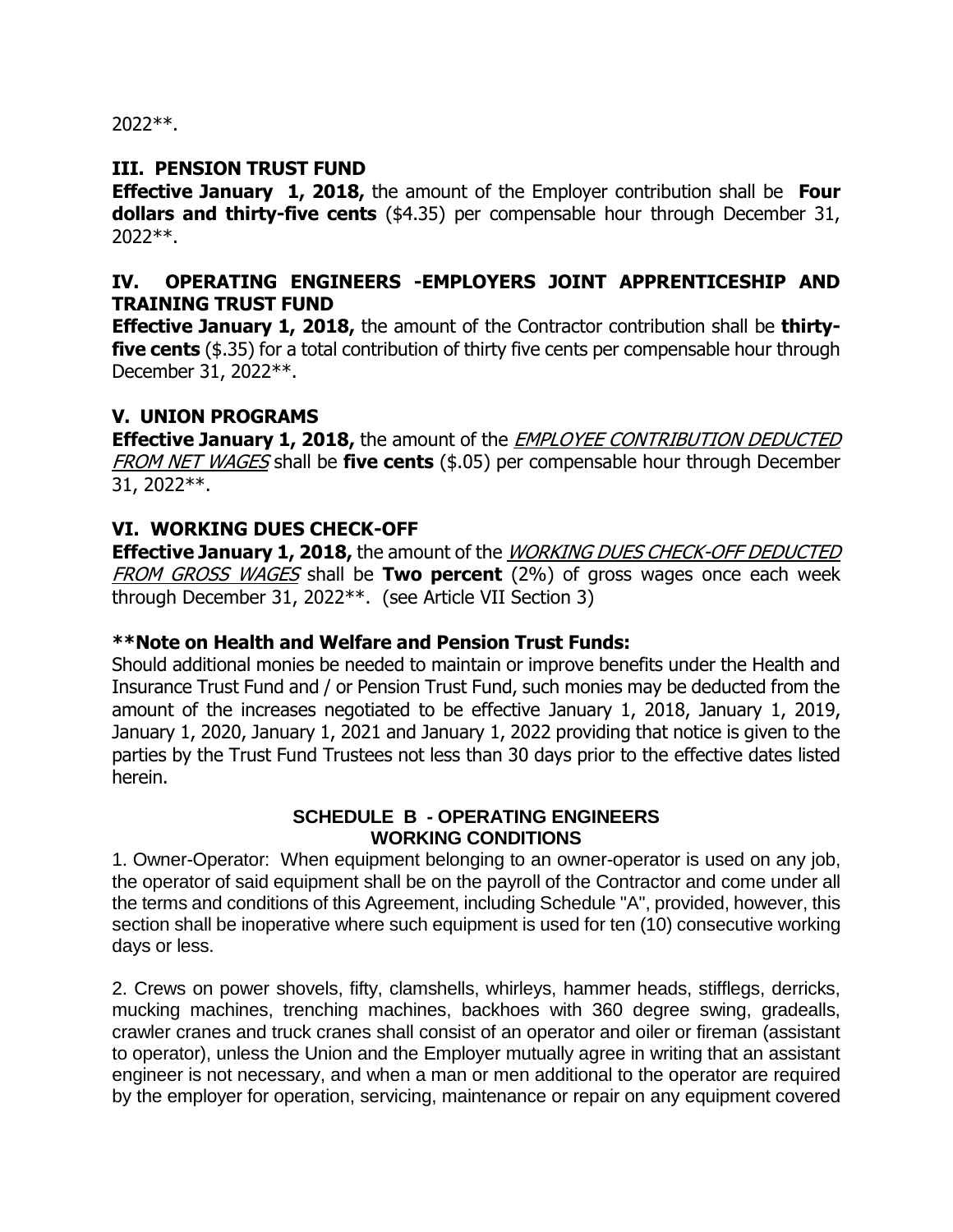2022**.

### III. PENSION TRUST FUND

**Effective January 1, 2018,** the amount of the Employer contribution shall be **Four dollars and thirty-five cents** ($4.35) per compensable hour through December 31, 2022**.

### IV. OPERATING ENGINEERS -EMPLOYERS JOINT APPRENTICESHIP AND TRAINING TRUST FUND

**Effective January 1, 2018,** the amount of the Contractor contribution shall be **thirty-five cents** ($.35) for a total contribution of thirty five cents per compensable hour through December 31, 2022**.

### V. UNION PROGRAMS

**Effective January 1, 2018,** the amount of the *EMPLOYEE CONTRIBUTION DEDUCTED FROM NET WAGES* shall be **five cents** ($.05) per compensable hour through December 31, 2022**.

### VI. WORKING DUES CHECK-OFF

**Effective January 1, 2018,** the amount of the *WORKING DUES CHECK-OFF DEDUCTED FROM GROSS WAGES* shall be **Two percent** (2%) of gross wages once each week through December 31, 2022**. (see Article VII Section 3)

**\*\*Note on Health and Welfare and Pension Trust Funds:**

Should additional monies be needed to maintain or improve benefits under the Health and Insurance Trust Fund and / or Pension Trust Fund, such monies may be deducted from the amount of the increases negotiated to be effective January 1, 2018, January 1, 2019, January 1, 2020, January 1, 2021 and January 1, 2022 providing that notice is given to the parties by the Trust Fund Trustees not less than 30 days prior to the effective dates listed herein.

## SCHEDULE B - OPERATING ENGINEERS WORKING CONDITIONS

1. Owner-Operator: When equipment belonging to an owner-operator is used on any job, the operator of said equipment shall be on the payroll of the Contractor and come under all the terms and conditions of this Agreement, including Schedule "A", provided, however, this section shall be inoperative where such equipment is used for ten (10) consecutive working days or less.

2. Crews on power shovels, fifty, clamshells, whirleys, hammer heads, stifflegs, derricks, mucking machines, trenching machines, backhoes with 360 degree swing, gradealls, crawler cranes and truck cranes shall consist of an operator and oiler or fireman (assistant to operator), unless the Union and the Employer mutually agree in writing that an assistant engineer is not necessary, and when a man or men additional to the operator are required by the employer for operation, servicing, maintenance or repair on any equipment covered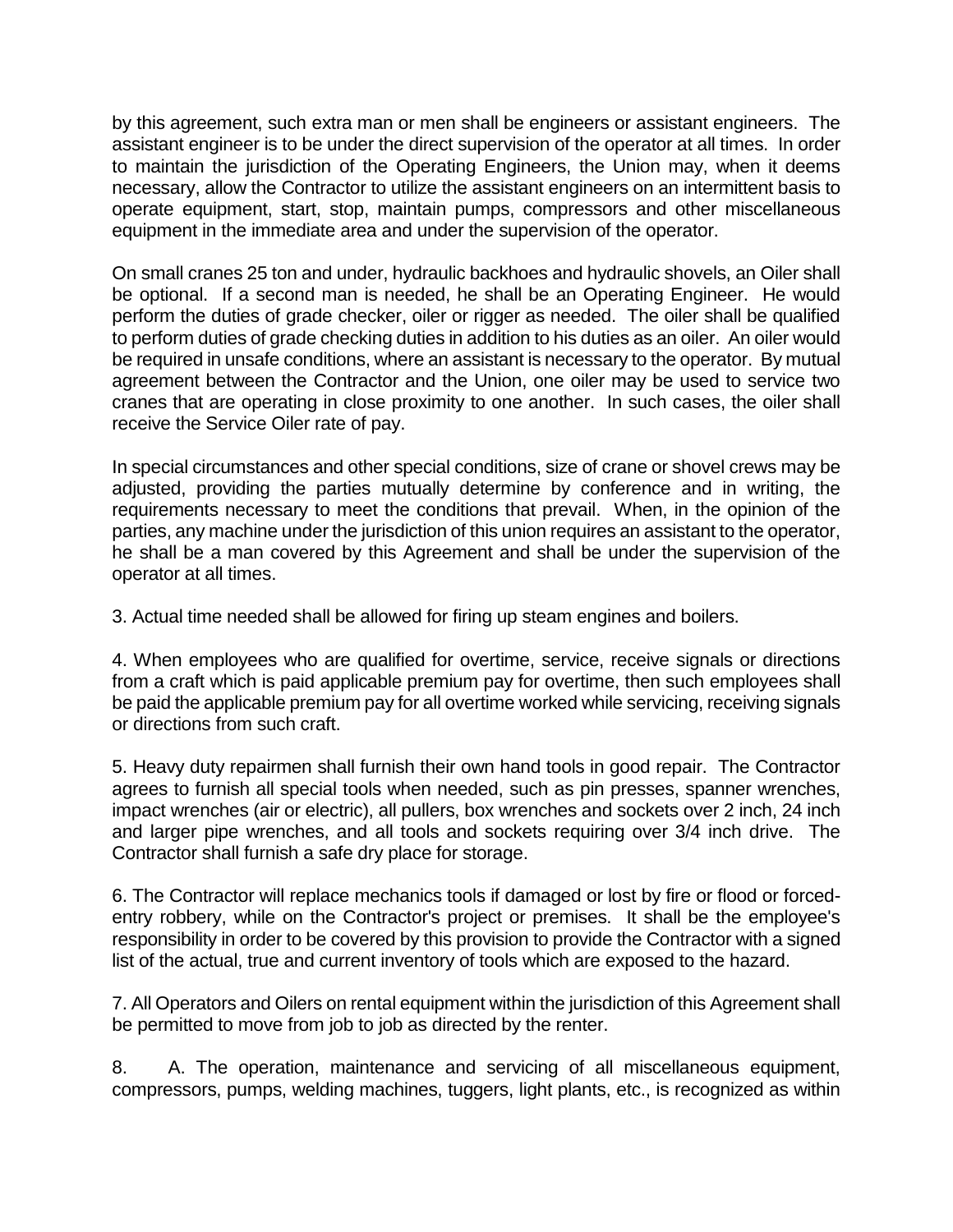by this agreement, such extra man or men shall be engineers or assistant engineers. The assistant engineer is to be under the direct supervision of the operator at all times. In order to maintain the jurisdiction of the Operating Engineers, the Union may, when it deems necessary, allow the Contractor to utilize the assistant engineers on an intermittent basis to operate equipment, start, stop, maintain pumps, compressors and other miscellaneous equipment in the immediate area and under the supervision of the operator.

On small cranes 25 ton and under, hydraulic backhoes and hydraulic shovels, an Oiler shall be optional. If a second man is needed, he shall be an Operating Engineer. He would perform the duties of grade checker, oiler or rigger as needed. The oiler shall be qualified to perform duties of grade checking duties in addition to his duties as an oiler. An oiler would be required in unsafe conditions, where an assistant is necessary to the operator. By mutual agreement between the Contractor and the Union, one oiler may be used to service two cranes that are operating in close proximity to one another. In such cases, the oiler shall receive the Service Oiler rate of pay.

In special circumstances and other special conditions, size of crane or shovel crews may be adjusted, providing the parties mutually determine by conference and in writing, the requirements necessary to meet the conditions that prevail. When, in the opinion of the parties, any machine under the jurisdiction of this union requires an assistant to the operator, he shall be a man covered by this Agreement and shall be under the supervision of the operator at all times.

3. Actual time needed shall be allowed for firing up steam engines and boilers.

4. When employees who are qualified for overtime, service, receive signals or directions from a craft which is paid applicable premium pay for overtime, then such employees shall be paid the applicable premium pay for all overtime worked while servicing, receiving signals or directions from such craft.

5. Heavy duty repairmen shall furnish their own hand tools in good repair. The Contractor agrees to furnish all special tools when needed, such as pin presses, spanner wrenches, impact wrenches (air or electric), all pullers, box wrenches and sockets over 2 inch, 24 inch and larger pipe wrenches, and all tools and sockets requiring over 3/4 inch drive. The Contractor shall furnish a safe dry place for storage.

6. The Contractor will replace mechanics tools if damaged or lost by fire or flood or forced-entry robbery, while on the Contractor's project or premises. It shall be the employee's responsibility in order to be covered by this provision to provide the Contractor with a signed list of the actual, true and current inventory of tools which are exposed to the hazard.

7. All Operators and Oilers on rental equipment within the jurisdiction of this Agreement shall be permitted to move from job to job as directed by the renter.

8. A. The operation, maintenance and servicing of all miscellaneous equipment, compressors, pumps, welding machines, tuggers, light plants, etc., is recognized as within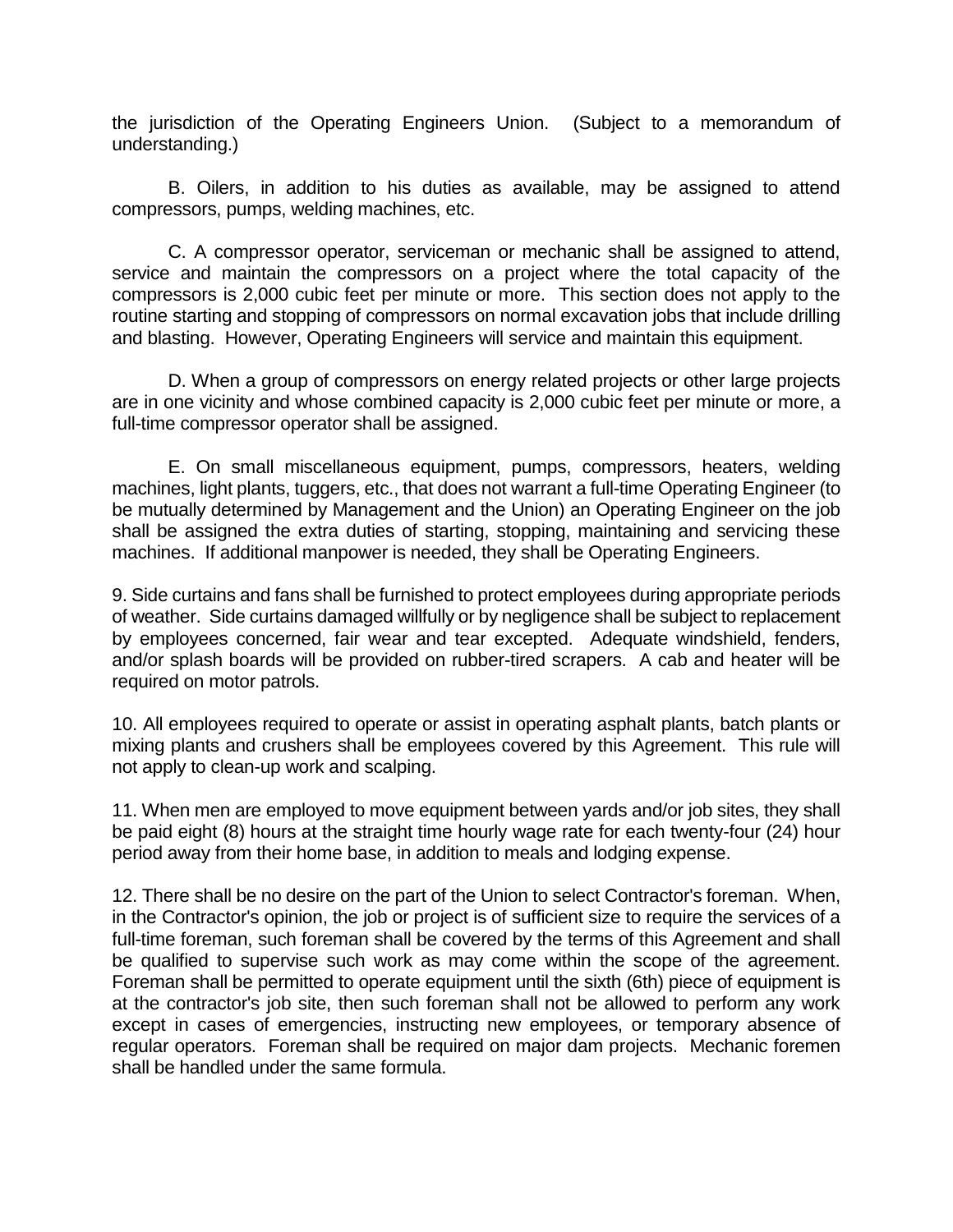the jurisdiction of the Operating Engineers Union. (Subject to a memorandum of understanding.)

B. Oilers, in addition to his duties as available, may be assigned to attend compressors, pumps, welding machines, etc.

C. A compressor operator, serviceman or mechanic shall be assigned to attend, service and maintain the compressors on a project where the total capacity of the compressors is 2,000 cubic feet per minute or more. This section does not apply to the routine starting and stopping of compressors on normal excavation jobs that include drilling and blasting. However, Operating Engineers will service and maintain this equipment.

D. When a group of compressors on energy related projects or other large projects are in one vicinity and whose combined capacity is 2,000 cubic feet per minute or more, a full-time compressor operator shall be assigned.

E. On small miscellaneous equipment, pumps, compressors, heaters, welding machines, light plants, tuggers, etc., that does not warrant a full-time Operating Engineer (to be mutually determined by Management and the Union) an Operating Engineer on the job shall be assigned the extra duties of starting, stopping, maintaining and servicing these machines. If additional manpower is needed, they shall be Operating Engineers.

9. Side curtains and fans shall be furnished to protect employees during appropriate periods of weather. Side curtains damaged willfully or by negligence shall be subject to replacement by employees concerned, fair wear and tear excepted. Adequate windshield, fenders, and/or splash boards will be provided on rubber-tired scrapers. A cab and heater will be required on motor patrols.

10. All employees required to operate or assist in operating asphalt plants, batch plants or mixing plants and crushers shall be employees covered by this Agreement. This rule will not apply to clean-up work and scalping.

11. When men are employed to move equipment between yards and/or job sites, they shall be paid eight (8) hours at the straight time hourly wage rate for each twenty-four (24) hour period away from their home base, in addition to meals and lodging expense.

12. There shall be no desire on the part of the Union to select Contractor's foreman. When, in the Contractor's opinion, the job or project is of sufficient size to require the services of a full-time foreman, such foreman shall be covered by the terms of this Agreement and shall be qualified to supervise such work as may come within the scope of the agreement. Foreman shall be permitted to operate equipment until the sixth (6th) piece of equipment is at the contractor's job site, then such foreman shall not be allowed to perform any work except in cases of emergencies, instructing new employees, or temporary absence of regular operators. Foreman shall be required on major dam projects. Mechanic foremen shall be handled under the same formula.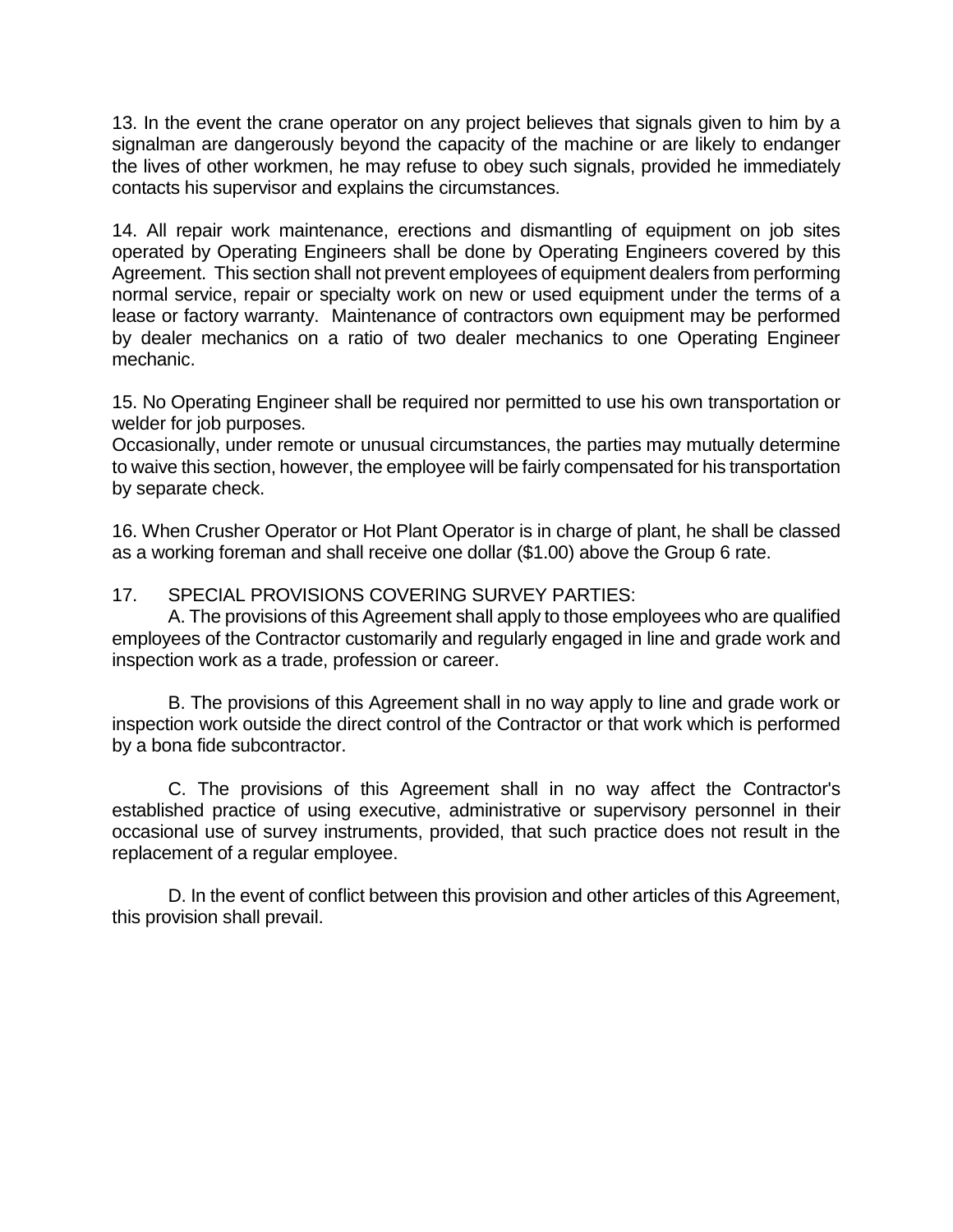13. In the event the crane operator on any project believes that signals given to him by a signalman are dangerously beyond the capacity of the machine or are likely to endanger the lives of other workmen, he may refuse to obey such signals, provided he immediately contacts his supervisor and explains the circumstances.

14. All repair work maintenance, erections and dismantling of equipment on job sites operated by Operating Engineers shall be done by Operating Engineers covered by this Agreement. This section shall not prevent employees of equipment dealers from performing normal service, repair or specialty work on new or used equipment under the terms of a lease or factory warranty. Maintenance of contractors own equipment may be performed by dealer mechanics on a ratio of two dealer mechanics to one Operating Engineer mechanic.

15. No Operating Engineer shall be required nor permitted to use his own transportation or welder for job purposes.
Occasionally, under remote or unusual circumstances, the parties may mutually determine to waive this section, however, the employee will be fairly compensated for his transportation by separate check.

16. When Crusher Operator or Hot Plant Operator is in charge of plant, he shall be classed as a working foreman and shall receive one dollar ($1.00) above the Group 6 rate.

17. SPECIAL PROVISIONS COVERING SURVEY PARTIES:

A. The provisions of this Agreement shall apply to those employees who are qualified employees of the Contractor customarily and regularly engaged in line and grade work and inspection work as a trade, profession or career.

B. The provisions of this Agreement shall in no way apply to line and grade work or inspection work outside the direct control of the Contractor or that work which is performed by a bona fide subcontractor.

C. The provisions of this Agreement shall in no way affect the Contractor's established practice of using executive, administrative or supervisory personnel in their occasional use of survey instruments, provided, that such practice does not result in the replacement of a regular employee.

D. In the event of conflict between this provision and other articles of this Agreement, this provision shall prevail.